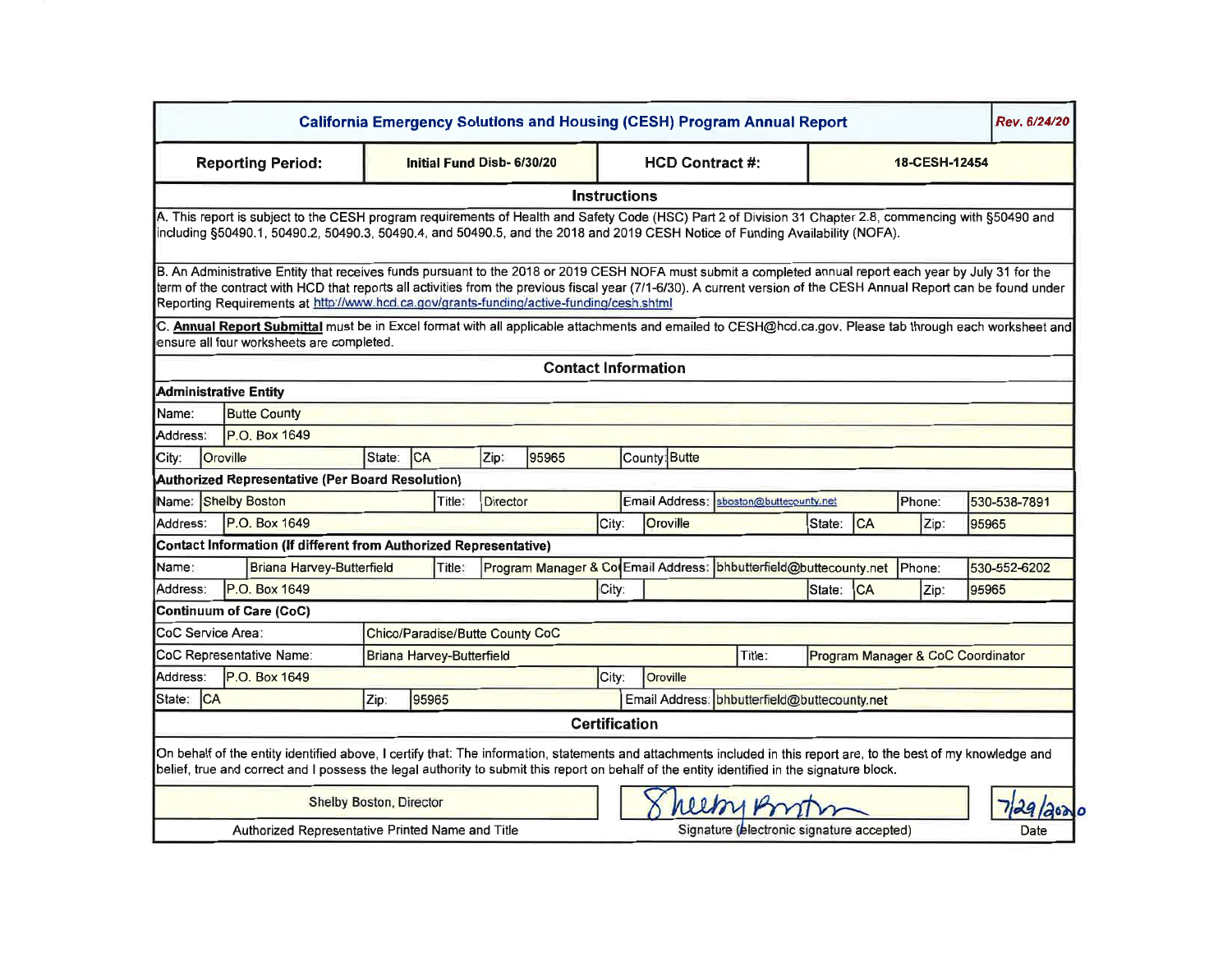# California Emergency Solutions and Housing (CESH) Program Annual Report

*Rev. 6/24/20*

| Reporting Period: | Initial Fund Disb- 6/30/20 | HCD Contract #: | 18-CESH-12454 |
|---|---|---|---|

## Instructions

A. This report is subject to the CESH program requirements of Health and Safety Code (HSC) Part 2 of Division 31 Chapter 2.8, commencing with §50490 and including §50490.1, 50490.2, 50490.3, 50490.4, and 50490.5, and the 2018 and 2019 CESH Notice of Funding Availability (NOFA).

B. An Administrative Entity that receives funds pursuant to the 2018 or 2019 CESH NOFA must submit a completed annual report each year by July 31 for the term of the contract with HCD that reports all activities from the previous fiscal year (7/1-6/30). A current version of the CESH Annual Report can be found under Reporting Requirements at http://www.hcd.ca.gov/grants-funding/active-funding/cesh.shtml

C. **Annual Report Submittal** must be in Excel format with all applicable attachments and emailed to CESH@hcd.ca.gov. Please tab through each worksheet and ensure all four worksheets are completed.

## Contact Information

**Administrative Entity**

| | | | | | | | |
|---|---|---|---|---|---|---|---|
| Name: | Butte County | | | | | | |
| Address: | P.O. Box 1649 | | | | | | |
| City: | Oroville | State: | CA | Zip: | 95965 | County: | Butte |

**Authorized Representative (Per Board Resolution)**

| | | | | | | | | | |
|---|---|---|---|---|---|---|---|---|---|
| Name: | Shelby Boston | Title: | Director | Email Address: | sboston@buttecounty.net | Phone: | 530-538-7891 | | |
| Address: | P.O. Box 1649 | City: | Oroville | State: | CA | Zip: | 95965 | | |

**Contact Information (If different from Authorized Representative)**

| | | | | | | | | | |
|---|---|---|---|---|---|---|---|---|---|
| Name: | Briana Harvey-Butterfield | Title: | Program Manager & Co | Email Address: | bhbutterfield@buttecounty.net | Phone: | 530-552-6202 | | |
| Address: | P.O. Box 1649 | City: | | State: | CA | Zip: | 95965 | | |

**Continuum of Care (CoC)**

| | | | |
|---|---|---|---|
| CoC Service Area: | Chico/Paradise/Butte County CoC | | |
| CoC Representative Name: | Briana Harvey-Butterfield | Title: | Program Manager & CoC Coordinator |
| Address: | P.O. Box 1649 | City: | Oroville |
| State: | CA | Zip: | 95965 |
| Email Address: | bhbutterfield@buttecounty.net | | |

## Certification

On behalf of the entity identified above, I certify that: The information, statements and attachments included in this report are, to the best of my knowledge and belief, true and correct and I possess the legal authority to submit this report on behalf of the entity identified in the signature block.

| Shelby Boston, Director | Shelby Boston | 7/29/2020 |
|---|---|---|
| Authorized Representative Printed Name and Title | Signature (electronic signature accepted) | Date |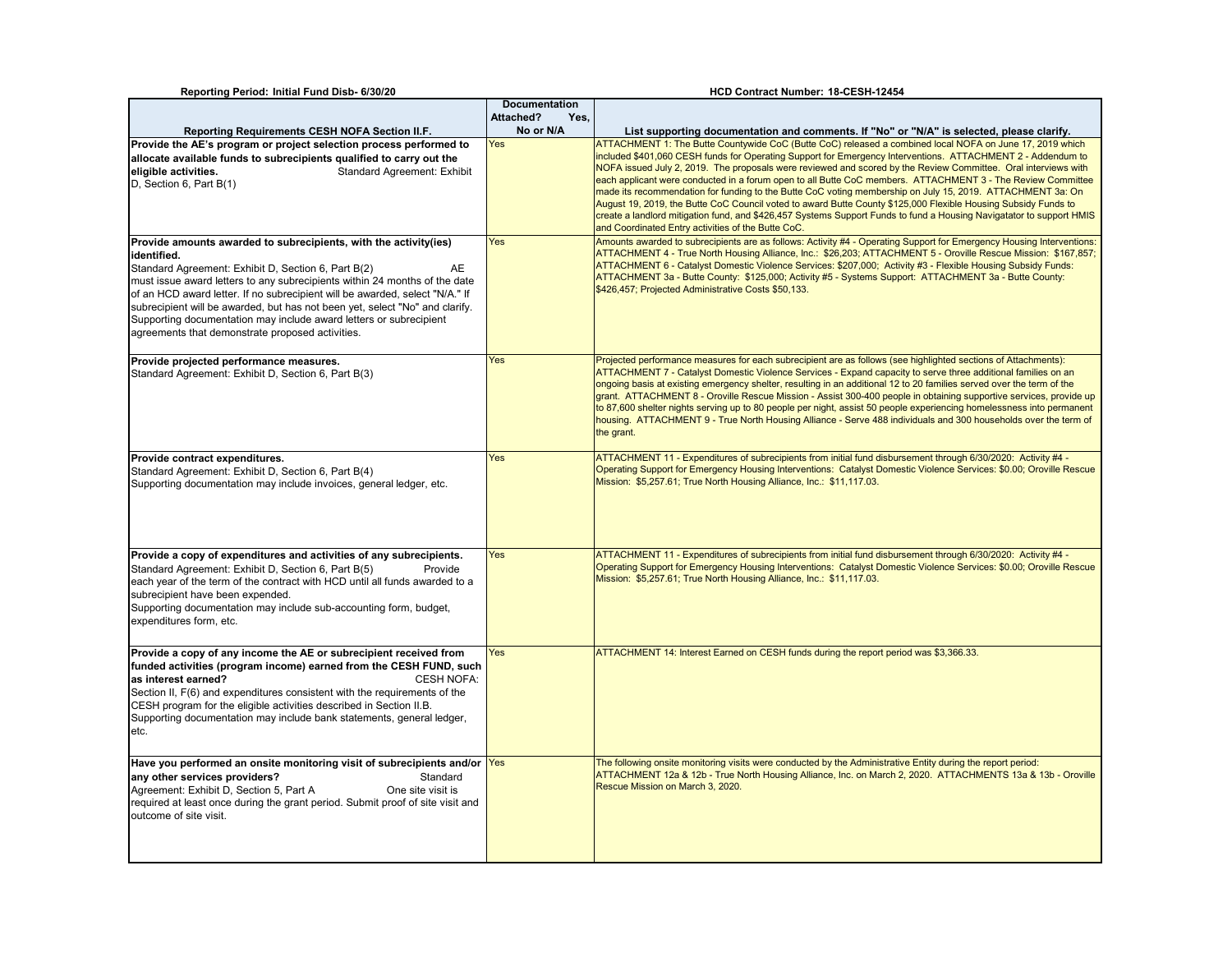**Reporting Period: Initial Fund Disb- 6/30/20**

**HCD Contract Number: 18-CESH-12454**

| Reporting Requirements CESH NOFA Section II.F. | Documentation Attached? Yes, No or N/A | List supporting documentation and comments. If "No" or "N/A" is selected, please clarify. |
|---|---|---|
| **Provide the AE's program or project selection process performed to allocate available funds to subrecipients qualified to carry out the eligible activities.** Standard Agreement: Exhibit D, Section 6, Part B(1) | Yes | ATTACHMENT 1: The Butte Countywide CoC (Butte CoC) released a combined local NOFA on June 17, 2019 which included $401,060 CESH funds for Operating Support for Emergency Interventions. ATTACHMENT 2 - Addendum to NOFA issued July 2, 2019. The proposals were reviewed and scored by the Review Committee. Oral interviews with each applicant were conducted in a forum open to all Butte CoC members. ATTACHMENT 3 - The Review Committee made its recommendation for funding to the Butte CoC voting membership on July 15, 2019. ATTACHMENT 3a: On August 19, 2019, the Butte CoC Council voted to award Butte County $125,000 Flexible Housing Subsidy Funds to create a landlord mitigation fund, and $426,457 Systems Support Funds to fund a Housing Navigatator to support HMIS and Coordinated Entry activities of the Butte CoC. |
| **Provide amounts awarded to subrecipients, with the activity(ies) identified.** Standard Agreement: Exhibit D, Section 6, Part B(2) AE must issue award letters to any subrecipients within 24 months of the date of an HCD award letter. If no subrecipient will be awarded, select "N/A." If subrecipient will be awarded, but has not been yet, select "No" and clarify. Supporting documentation may include award letters or subrecipient agreements that demonstrate proposed activities. | Yes | Amounts awarded to subrecipients are as follows: Activity #4 - Operating Support for Emergency Housing Interventions: ATTACHMENT 4 - True North Housing Alliance, Inc.: $26,203; ATTACHMENT 5 - Oroville Rescue Mission: $167,857; ATTACHMENT 6 - Catalyst Domestic Violence Services: $207,000; Activity #3 - Flexible Housing Subsidy Funds: ATTACHMENT 3a - Butte County: $125,000; Activity #5 - Systems Support: ATTACHMENT 3a - Butte County: $426,457; Projected Administrative Costs $50,133. |
| **Provide projected performance measures.** Standard Agreement: Exhibit D, Section 6, Part B(3) | Yes | Projected performance measures for each subrecipient are as follows (see highlighted sections of Attachments): ATTACHMENT 7 - Catalyst Domestic Violence Services - Expand capacity to serve three additional families on an ongoing basis at existing emergency shelter, resulting in an additional 12 to 20 families served over the term of the grant. ATTACHMENT 8 - Oroville Rescue Mission - Assist 300-400 people in obtaining supportive services, provide up to 87,600 shelter nights serving up to 80 people per night, assist 50 people experiencing homelessness into permanent housing. ATTACHMENT 9 - True North Housing Alliance - Serve 488 individuals and 300 households over the term of the grant. |
| **Provide contract expenditures.** Standard Agreement: Exhibit D, Section 6, Part B(4) Supporting documentation may include invoices, general ledger, etc. | Yes | ATTACHMENT 11 - Expenditures of subrecipients from initial fund disbursement through 6/30/2020: Activity #4 - Operating Support for Emergency Housing Interventions: Catalyst Domestic Violence Services: $0.00; Oroville Rescue Mission: $5,257.61; True North Housing Alliance, Inc.: $11,117.03. |
| **Provide a copy of expenditures and activities of any subrecipients.** Standard Agreement: Exhibit D, Section 6, Part B(5) Provide each year of the term of the contract with HCD until all funds awarded to a subrecipient have been expended. Supporting documentation may include sub-accounting form, budget, expenditures form, etc. | Yes | ATTACHMENT 11 - Expenditures of subrecipients from initial fund disbursement through 6/30/2020: Activity #4 - Operating Support for Emergency Housing Interventions: Catalyst Domestic Violence Services: $0.00; Oroville Rescue Mission: $5,257.61; True North Housing Alliance, Inc.: $11,117.03. |
| **Provide a copy of any income the AE or subrecipient received from funded activities (program income) earned from the CESH FUND, such as interest earned?** CESH NOFA: Section II, F(6) and expenditures consistent with the requirements of the CESH program for the eligible activities described in Section II.B. Supporting documentation may include bank statements, general ledger, etc. | Yes | ATTACHMENT 14: Interest Earned on CESH funds during the report period was $3,366.33. |
| **Have you performed an onsite monitoring visit of subrecipients and/or any other services providers?** Standard Agreement: Exhibit D, Section 5, Part A One site visit is required at least once during the grant period. Submit proof of site visit and outcome of site visit. | Yes | The following onsite monitoring visits were conducted by the Administrative Entity during the report period: ATTACHMENT 12a & 12b - True North Housing Alliance, Inc. on March 2, 2020. ATTACHMENTS 13a & 13b - Oroville Rescue Mission on March 3, 2020. |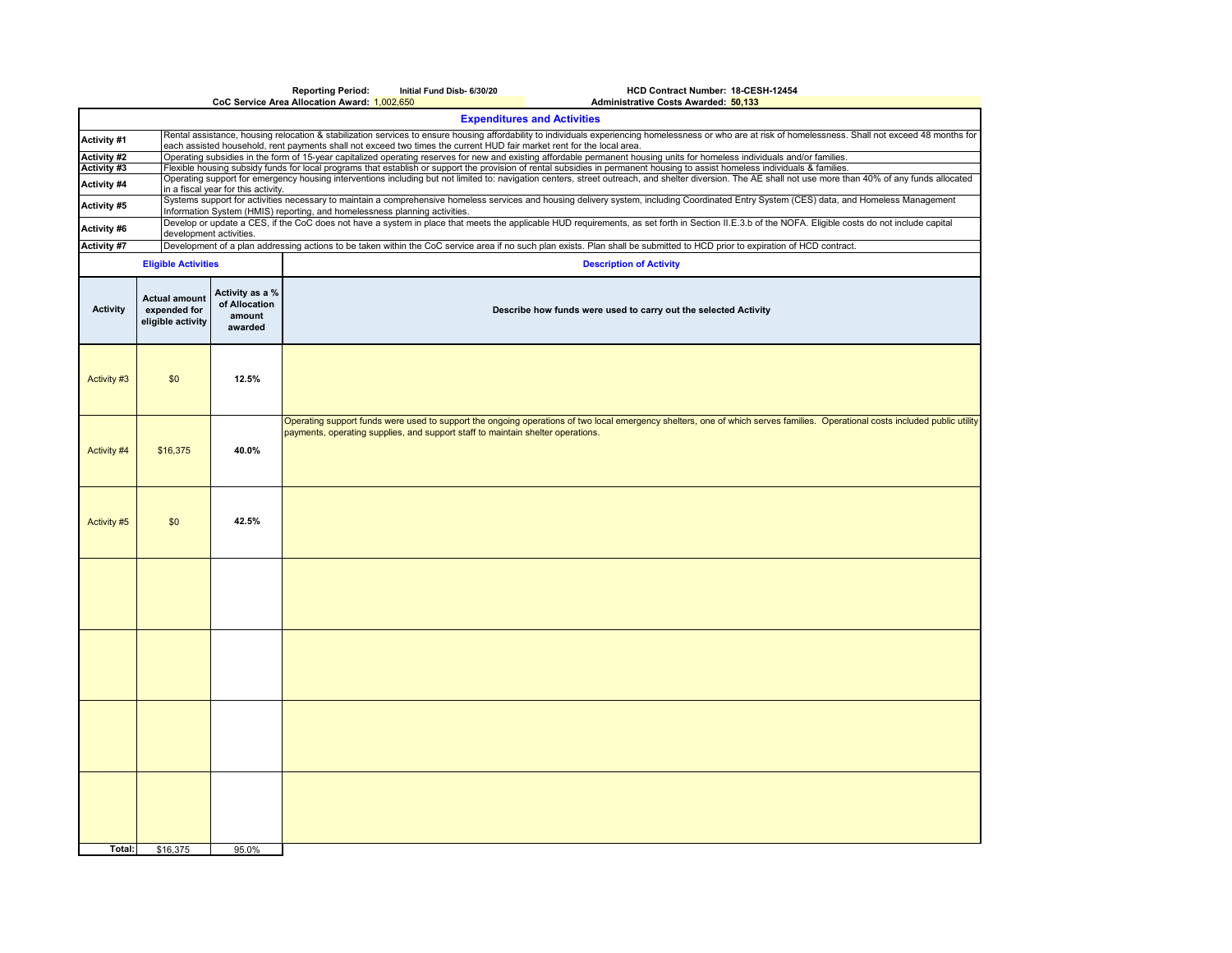**Reporting Period:** Initial Fund Disb- 6/30/20 **HCD Contract Number:** 18-CESH-12454

**CoC Service Area Allocation Award:** 1,002,650 **Administrative Costs Awarded:** 50,133

## Expenditures and Activities

| | |
|---|---|
| **Activity #1** | Rental assistance, housing relocation & stabilization services to ensure housing affordability to individuals experiencing homelessness or who are at risk of homelessness. Shall not exceed 48 months for each assisted household, rent payments shall not exceed two times the current HUD fair market rent for the local area. |
| **Activity #2** | Operating subsidies in the form of 15-year capitalized operating reserves for new and existing affordable permanent housing units for homeless individuals and/or families. |
| **Activity #3** | Flexible housing subsidy funds for local programs that establish or support the provision of rental subsidies in permanent housing to assist homeless individuals & families. |
| **Activity #4** | Operating support for emergency housing interventions including but not limited to: navigation centers, street outreach, and shelter diversion. The AE shall not use more than 40% of any funds allocated in a fiscal year for this activity. |
| **Activity #5** | Systems support for activities necessary to maintain a comprehensive homeless services and housing delivery system, including Coordinated Entry System (CES) data, and Homeless Management Information System (HMIS) reporting, and homelessness planning activities. |
| **Activity #6** | Develop or update a CES, if the CoC does not have a system in place that meets the applicable HUD requirements, as set forth in Section II.E.3.b of the NOFA. Eligible costs do not include capital development activities. |
| **Activity #7** | Development of a plan addressing actions to be taken within the CoC service area if no such plan exists. Plan shall be submitted to HCD prior to expiration of HCD contract. |

| Eligible Activities | | | Description of Activity |
|---|---|---|---|
| **Activity** | **Actual amount expended for eligible activity** | **Activity as a % of Allocation amount awarded** | **Describe how funds were used to carry out the selected Activity** |
| Activity #3 | $0 | **12.5%** | |
| Activity #4 | $16,375 | **40.0%** | Operating support funds were used to support the ongoing operations of two local emergency shelters, one of which serves families. Operational costs included public utility payments, operating supplies, and support staff to maintain shelter operations. |
| Activity #5 | $0 | **42.5%** | |
| | | | |
| | | | |
| | | | |
| | | | |
| **Total:** | $16,375 | 95.0% | |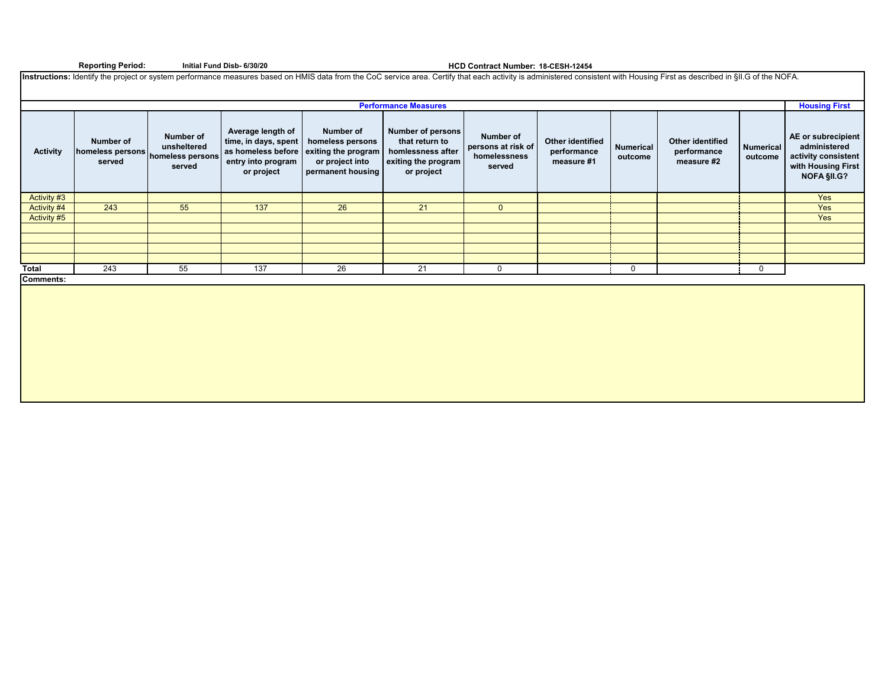**Reporting Period:** Initial Fund Disb- 6/30/20 **HCD Contract Number:** 18-CESH-12454

**Instructions:** Identify the project or system performance measures based on HMIS data from the CoC service area. Certify that each activity is administered consistent with Housing First as described in §II.G of the NOFA.

| | Performance Measures | | | | | | | | | | Housing First |
|---|---|---|---|---|---|---|---|---|---|---|---|
| Activity | Number of homeless persons served | Number of unsheltered homeless persons served | Average length of time, in days, spent as homeless before entry into program or project | Number of homeless persons exiting the program or project into permanent housing | Number of persons that return to homlessness after exiting the program or project | Number of persons at risk of homelessness served | Other identified performance measure #1 | Numerical outcome | Other identified performance measure #2 | Numerical outcome | AE or subrecipient administered activity consistent with Housing First NOFA §II.G? |
| Activity #3 | | | | | | | | | | | Yes |
| Activity #4 | 243 | 55 | 137 | 26 | 21 | 0 | | | | | Yes |
| Activity #5 | | | | | | | | | | | Yes |
| | | | | | | | | | | | |
| | | | | | | | | | | | |
| | | | | | | | | | | | |
| | | | | | | | | | | | |
| **Total** | 243 | 55 | 137 | 26 | 21 | 0 | | 0 | | 0 | |

**Comments:**